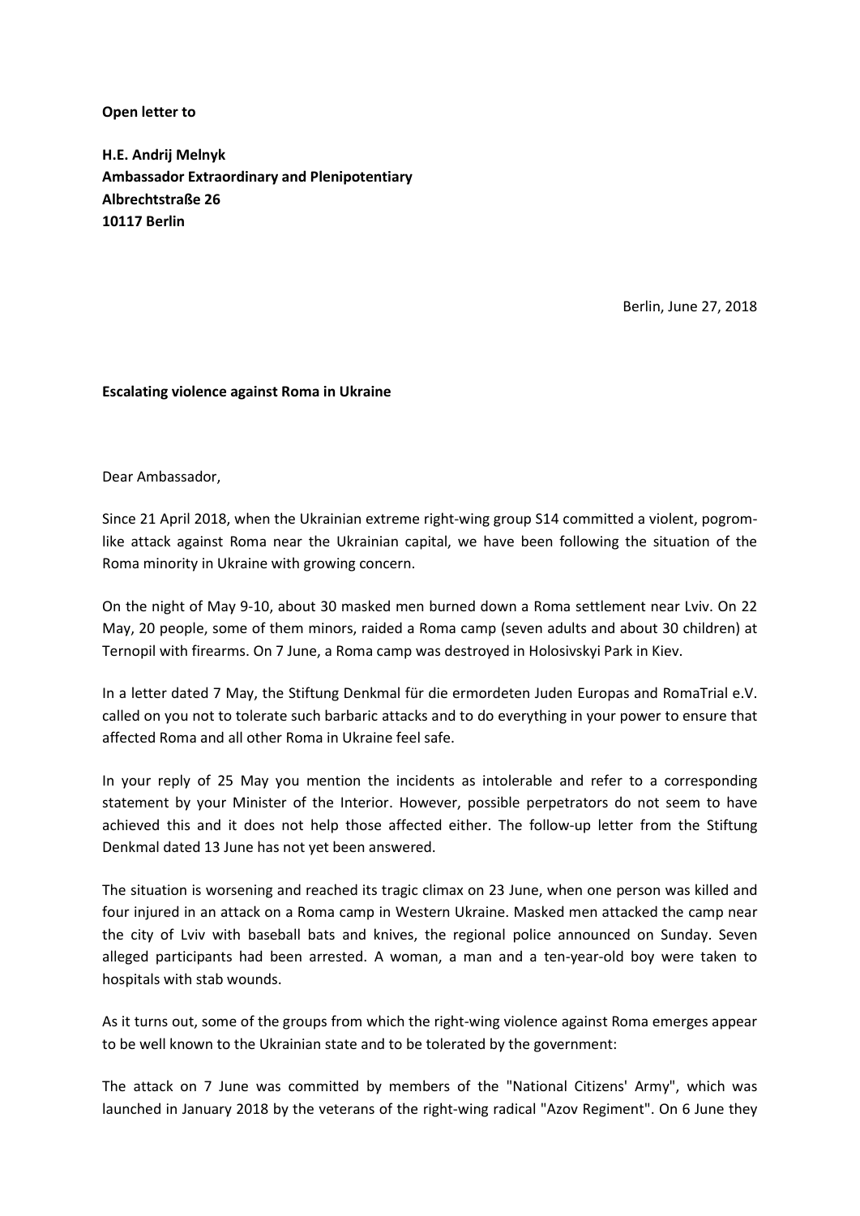**Open letter to**

**H.E. Andrij Melnyk**
**Ambassador Extraordinary and Plenipotentiary**
**Albrechtstraße 26**
**10117 Berlin**

Berlin, June 27, 2018

**Escalating violence against Roma in Ukraine**

Dear Ambassador,

Since 21 April 2018, when the Ukrainian extreme right-wing group S14 committed a violent, pogrom-like attack against Roma near the Ukrainian capital, we have been following the situation of the Roma minority in Ukraine with growing concern.

On the night of May 9-10, about 30 masked men burned down a Roma settlement near Lviv. On 22 May, 20 people, some of them minors, raided a Roma camp (seven adults and about 30 children) at Ternopil with firearms. On 7 June, a Roma camp was destroyed in Holosivskyi Park in Kiev.

In a letter dated 7 May, the Stiftung Denkmal für die ermordeten Juden Europas and RomaTrial e.V. called on you not to tolerate such barbaric attacks and to do everything in your power to ensure that affected Roma and all other Roma in Ukraine feel safe.

In your reply of 25 May you mention the incidents as intolerable and refer to a corresponding statement by your Minister of the Interior. However, possible perpetrators do not seem to have achieved this and it does not help those affected either. The follow-up letter from the Stiftung Denkmal dated 13 June has not yet been answered.

The situation is worsening and reached its tragic climax on 23 June, when one person was killed and four injured in an attack on a Roma camp in Western Ukraine. Masked men attacked the camp near the city of Lviv with baseball bats and knives, the regional police announced on Sunday. Seven alleged participants had been arrested. A woman, a man and a ten-year-old boy were taken to hospitals with stab wounds.

As it turns out, some of the groups from which the right-wing violence against Roma emerges appear to be well known to the Ukrainian state and to be tolerated by the government:

The attack on 7 June was committed by members of the "National Citizens' Army", which was launched in January 2018 by the veterans of the right-wing radical "Azov Regiment". On 6 June they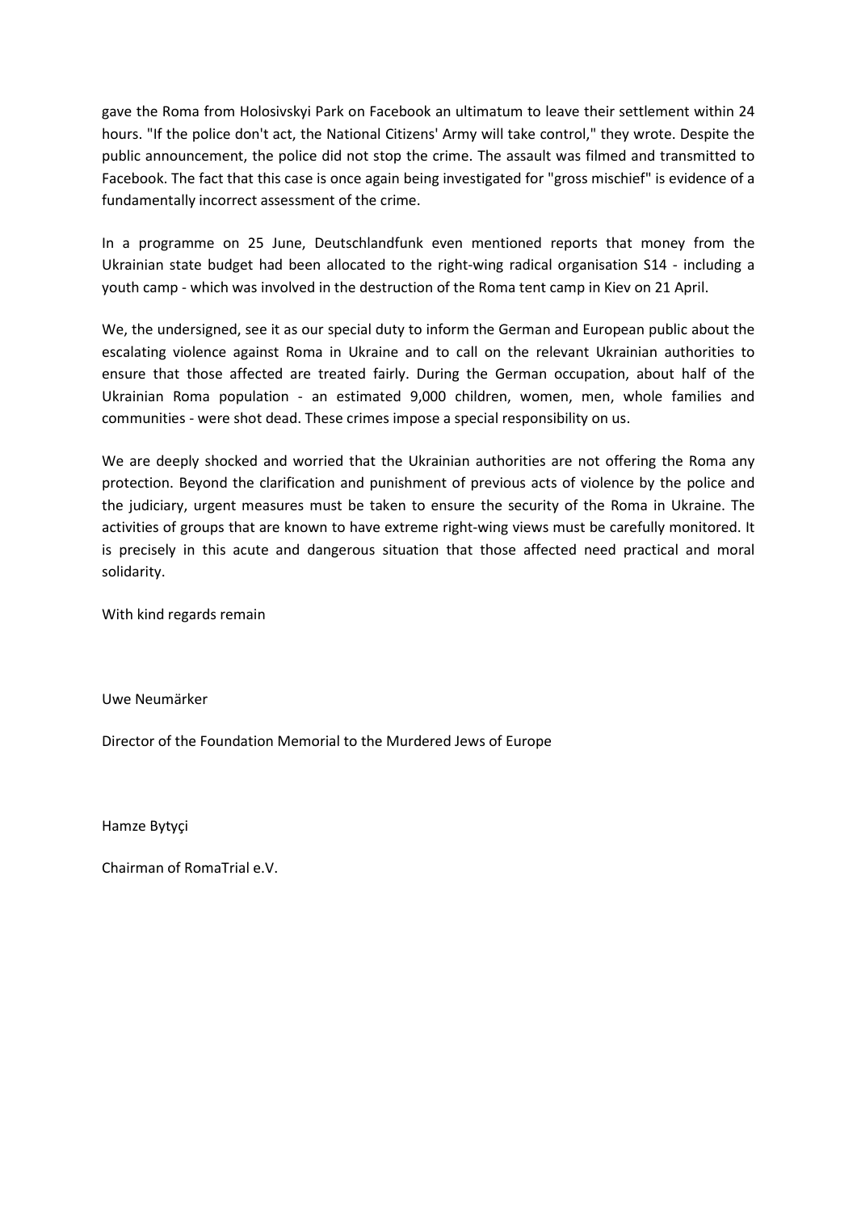gave the Roma from Holosivskyi Park on Facebook an ultimatum to leave their settlement within 24 hours. "If the police don't act, the National Citizens' Army will take control," they wrote. Despite the public announcement, the police did not stop the crime. The assault was filmed and transmitted to Facebook. The fact that this case is once again being investigated for "gross mischief" is evidence of a fundamentally incorrect assessment of the crime.

In a programme on 25 June, Deutschlandfunk even mentioned reports that money from the Ukrainian state budget had been allocated to the right-wing radical organisation S14 - including a youth camp - which was involved in the destruction of the Roma tent camp in Kiev on 21 April.

We, the undersigned, see it as our special duty to inform the German and European public about the escalating violence against Roma in Ukraine and to call on the relevant Ukrainian authorities to ensure that those affected are treated fairly. During the German occupation, about half of the Ukrainian Roma population - an estimated 9,000 children, women, men, whole families and communities - were shot dead. These crimes impose a special responsibility on us.

We are deeply shocked and worried that the Ukrainian authorities are not offering the Roma any protection. Beyond the clarification and punishment of previous acts of violence by the police and the judiciary, urgent measures must be taken to ensure the security of the Roma in Ukraine. The activities of groups that are known to have extreme right-wing views must be carefully monitored. It is precisely in this acute and dangerous situation that those affected need practical and moral solidarity.

With kind regards remain

Uwe Neumärker

Director of the Foundation Memorial to the Murdered Jews of Europe

Hamze Bytyçi

Chairman of RomaTrial e.V.